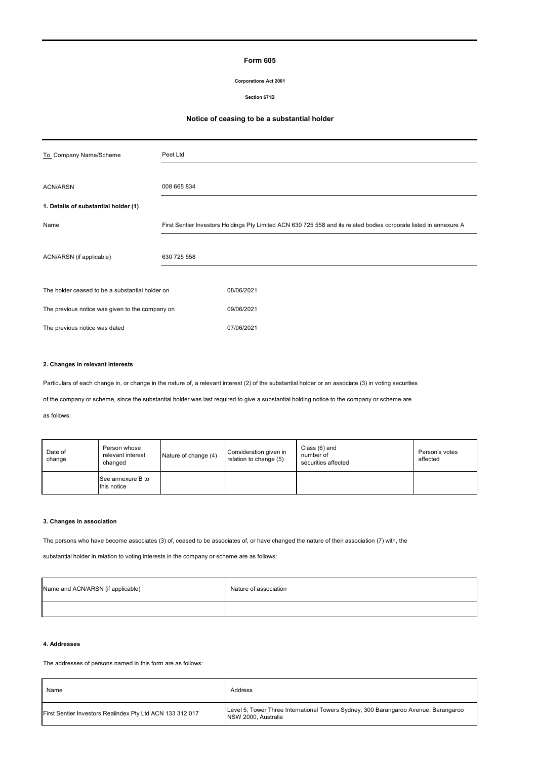# Form 605

**Corporations Act 2001**

**Section 671B**

## Notice of ceasing to be a substantial holder

| To Company Name/Scheme | Peet Ltd |
|---|---|
| ACN/ARSN | 008 665 834 |

**1. Details of substantial holder (1)**

| Name | First Sentier Investors Holdings Pty Limited ACN 630 725 558 and its related bodies corporate listed in annexure A |
|---|---|
| ACN/ARSN (if applicable) | 630 725 558 |

| The holder ceased to be a substantial holder on | 08/06/2021 |
|---|---|
| The previous notice was given to the company on | 09/06/2021 |
| The previous notice was dated | 07/06/2021 |

**2. Changes in relevant interests**

Particulars of each change in, or change in the nature of, a relevant interest (2) of the substantial holder or an associate (3) in voting securities of the company or scheme, since the substantial holder was last required to give a substantial holding notice to the company or scheme are as follows:

| Date of change | Person whose relevant interest changed | Nature of change (4) | Consideration given in relation to change (5) | Class (6) and number of securities affected | Person's votes affected |
|---|---|---|---|---|---|
| | See annexure B to this notice | | | | |

**3. Changes in association**

The persons who have become associates (3) of, ceased to be associates of, or have changed the nature of their association (7) with, the substantial holder in relation to voting interests in the company or scheme are as follows:

| Name and ACN/ARSN (if applicable) | Nature of association |
|---|---|
| | |

**4. Addresses**

The addresses of persons named in this form are as follows:

| Name | Address |
|---|---|
| First Sentier Investors Realindex Pty Ltd ACN 133 312 017 | Level 5, Tower Three International Towers Sydney, 300 Barangaroo Avenue, Barangaroo NSW 2000, Australia |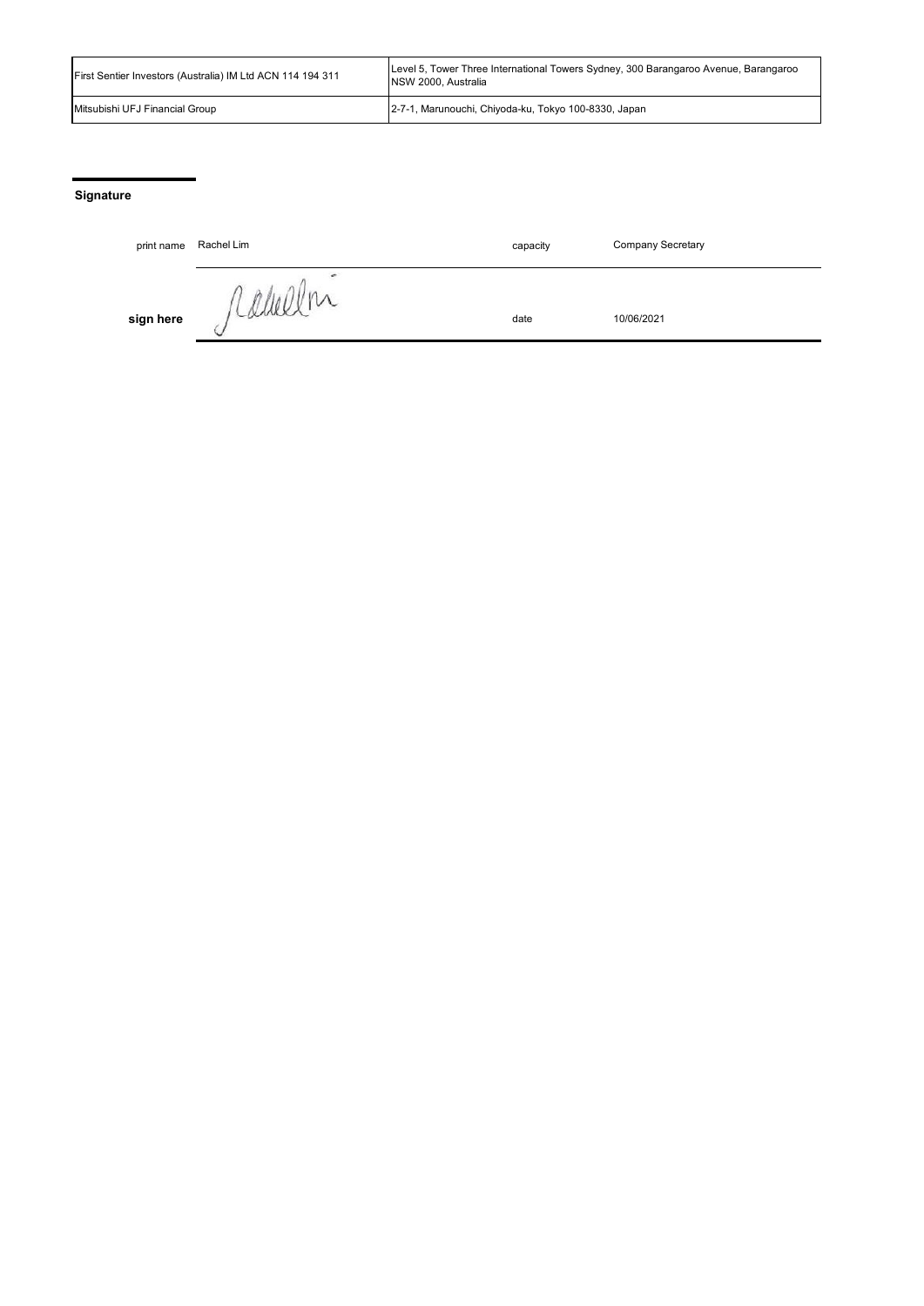| | |
|---|---|
| First Sentier Investors (Australia) IM Ltd ACN 114 194 311 | Level 5, Tower Three International Towers Sydney, 300 Barangaroo Avenue, Barangaroo NSW 2000, Australia |
| Mitsubishi UFJ Financial Group | 2-7-1, Marunouchi, Chiyoda-ku, Tokyo 100-8330, Japan |

## Signature

| | | | |
|---|---|---|---|
| print name | Rachel Lim | capacity | Company Secretary |
| **sign here** | | date | 10/06/2021 |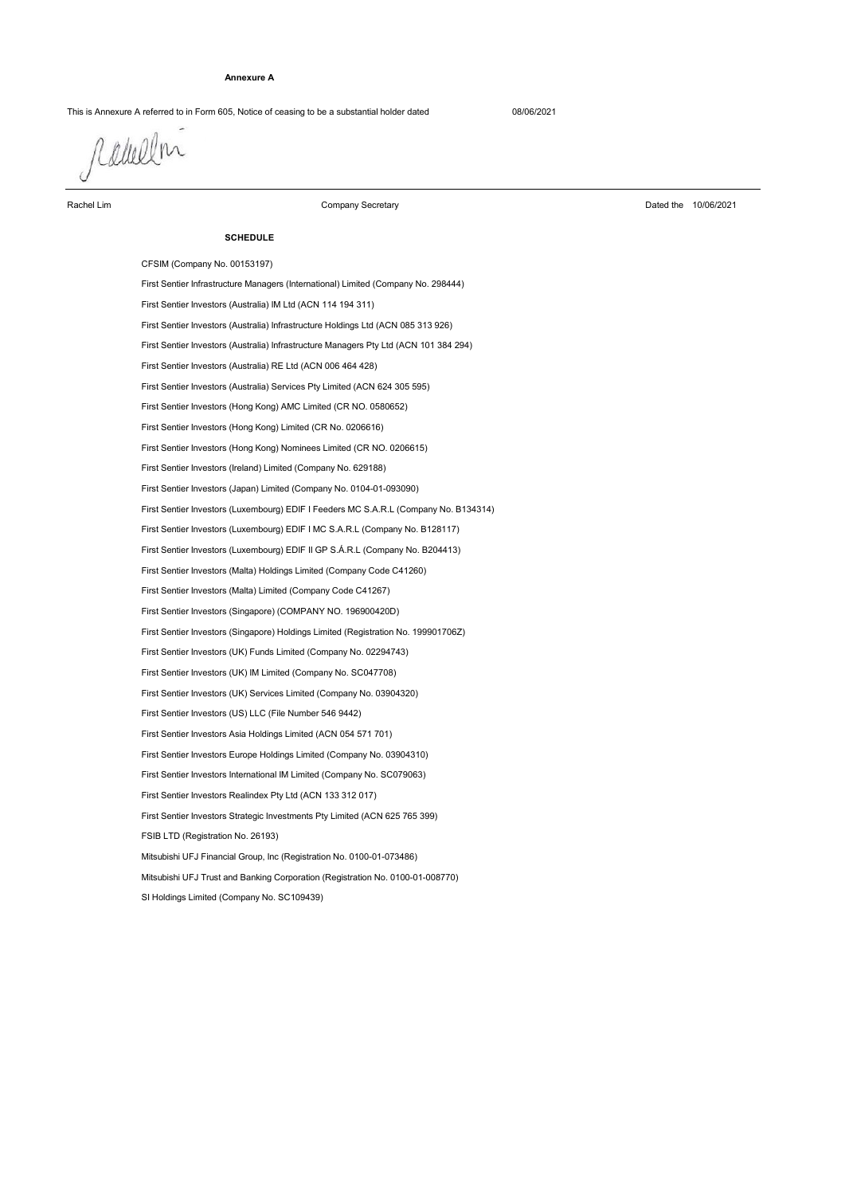**Annexure A**

This is Annexure A referred to in Form 605, Notice of ceasing to be a substantial holder dated 08/06/2021

Rachel Lim — Company Secretary — Dated the 10/06/2021

---

**SCHEDULE**

CFSIM (Company No. 00153197)

First Sentier Infrastructure Managers (International) Limited (Company No. 298444)

First Sentier Investors (Australia) IM Ltd (ACN 114 194 311)

First Sentier Investors (Australia) Infrastructure Holdings Ltd (ACN 085 313 926)

First Sentier Investors (Australia) Infrastructure Managers Pty Ltd (ACN 101 384 294)

First Sentier Investors (Australia) RE Ltd (ACN 006 464 428)

First Sentier Investors (Australia) Services Pty Limited (ACN 624 305 595)

First Sentier Investors (Hong Kong) AMC Limited (CR NO. 0580652)

First Sentier Investors (Hong Kong) Limited (CR No. 0206616)

First Sentier Investors (Hong Kong) Nominees Limited (CR NO. 0206615)

First Sentier Investors (Ireland) Limited (Company No. 629188)

First Sentier Investors (Japan) Limited (Company No. 0104-01-093090)

First Sentier Investors (Luxembourg) EDIF I Feeders MC S.A.R.L (Company No. B134314)

First Sentier Investors (Luxembourg) EDIF I MC S.A.R.L (Company No. B128117)

First Sentier Investors (Luxembourg) EDIF II GP S.Á.R.L (Company No. B204413)

First Sentier Investors (Malta) Holdings Limited (Company Code C41260)

First Sentier Investors (Malta) Limited (Company Code C41267)

First Sentier Investors (Singapore) (COMPANY NO. 196900420D)

First Sentier Investors (Singapore) Holdings Limited (Registration No. 199901706Z)

First Sentier Investors (UK) Funds Limited (Company No. 02294743)

First Sentier Investors (UK) IM Limited (Company No. SC047708)

First Sentier Investors (UK) Services Limited (Company No. 03904320)

First Sentier Investors (US) LLC (File Number 546 9442)

First Sentier Investors Asia Holdings Limited (ACN 054 571 701)

First Sentier Investors Europe Holdings Limited (Company No. 03904310)

First Sentier Investors International IM Limited (Company No. SC079063)

First Sentier Investors Realindex Pty Ltd (ACN 133 312 017)

First Sentier Investors Strategic Investments Pty Limited (ACN 625 765 399)

FSIB LTD (Registration No. 26193)

Mitsubishi UFJ Financial Group, Inc (Registration No. 0100-01-073486)

Mitsubishi UFJ Trust and Banking Corporation (Registration No. 0100-01-008770)

SI Holdings Limited (Company No. SC109439)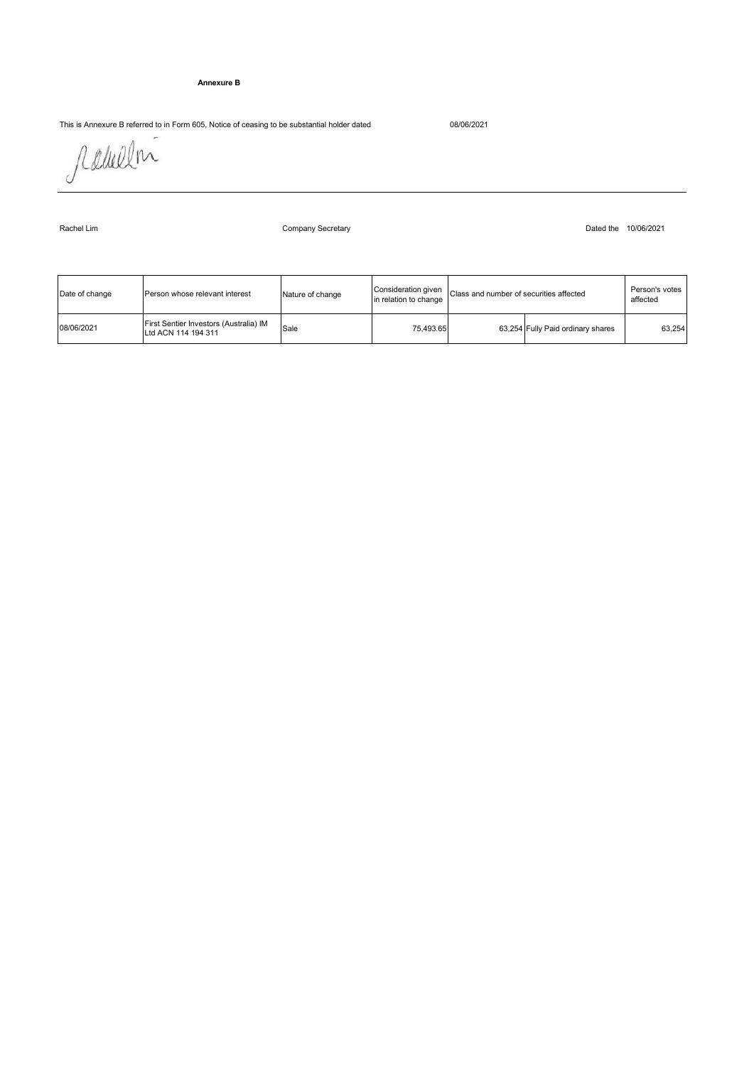**Annexure B**

This is Annexure B referred to in Form 605, Notice of ceasing to be substantial holder dated 08/06/2021

Rachel Lim | Company Secretary | Dated the 10/06/2021

| Date of change | Person whose relevant interest | Nature of change | Consideration given in relation to change | Class and number of securities affected | | Person's votes affected |
|---|---|---|---|---|---|---|
| 08/06/2021 | First Sentier Investors (Australia) IM Ltd ACN 114 194 311 | Sale | 75,493.65 | 63,254 | Fully Paid ordinary shares | 63,254 |